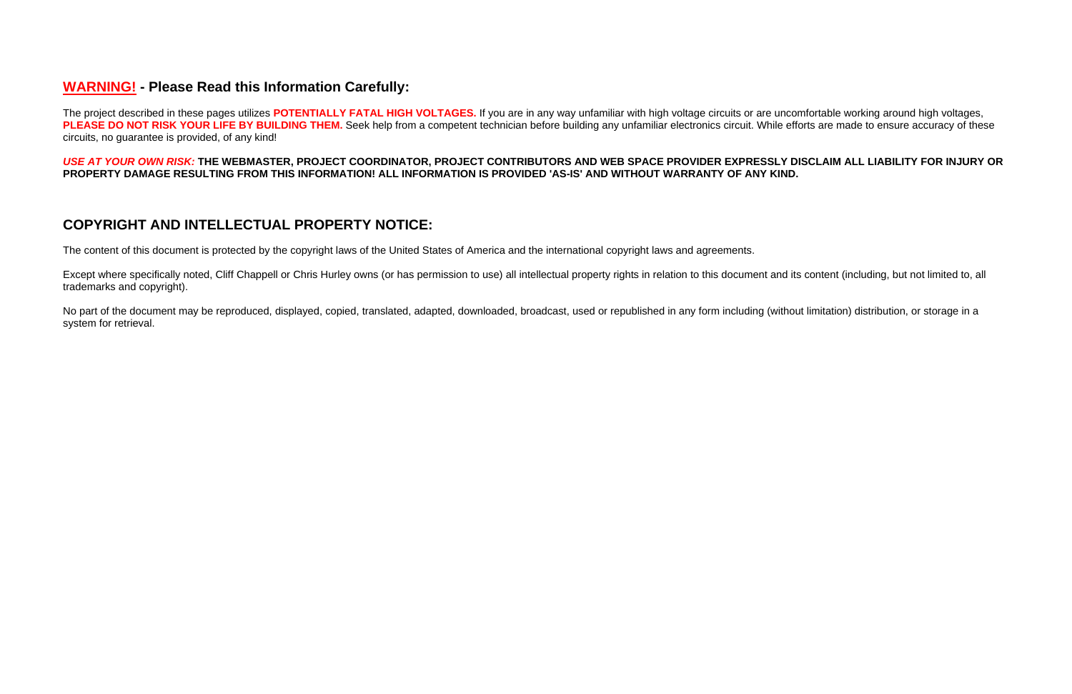## **WARNING!** - Please Read this Information Carefully:

The project described in these pages utilizes **POTENTIALLY FATAL HIGH VOLTAGES.** If you are in any way unfamiliar with high voltage circuits or are uncomfortable working around high voltages, **PLEASE DO NOT RISK YOUR LIFE BY BUILDING THEM.** Seek help from a competent technician before building any unfamiliar electronics circuit. While efforts are made to ensure accuracy of these circuits, no guarantee is provided, of any kind!

***USE AT YOUR OWN RISK:*** **THE WEBMASTER, PROJECT COORDINATOR, PROJECT CONTRIBUTORS AND WEB SPACE PROVIDER EXPRESSLY DISCLAIM ALL LIABILITY FOR INJURY OR PROPERTY DAMAGE RESULTING FROM THIS INFORMATION! ALL INFORMATION IS PROVIDED 'AS-IS' AND WITHOUT WARRANTY OF ANY KIND.**

## COPYRIGHT AND INTELLECTUAL PROPERTY NOTICE:

The content of this document is protected by the copyright laws of the United States of America and the international copyright laws and agreements.

Except where specifically noted, Cliff Chappell or Chris Hurley owns (or has permission to use) all intellectual property rights in relation to this document and its content (including, but not limited to, all trademarks and copyright).

No part of the document may be reproduced, displayed, copied, translated, adapted, downloaded, broadcast, used or republished in any form including (without limitation) distribution, or storage in a system for retrieval.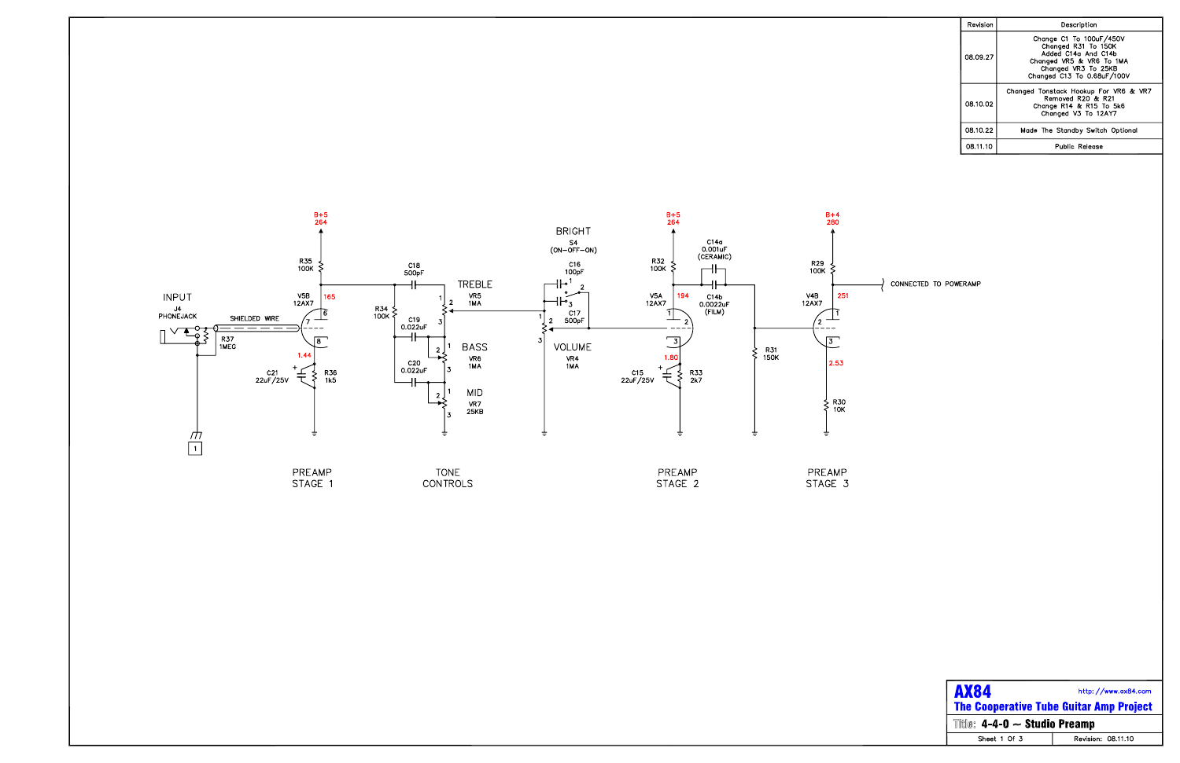| Revision | Description |
|---|---|
| 08.09.27 | Change C1 To 100uF/450V<br>Changed R31 To 150K<br>Added C14a And C14b<br>Changed VR5 & VR6 To 1MA<br>Changed VR3 To 25KB<br>Changed C13 To 0.68uF/100V |
| 08.10.02 | Changed Tonstack Hookup For VR6 & VR7<br>Removed R20 & R21<br>Change R14 & R15 To 5k6<br>Changed V3 To 12AY7 |
| 08.10.22 | Made The Standby Switch Optional |
| 08.11.10 | Public Release |

INPUT

J4 PHONEJACK

SHIELDED WIRE

R37 1MEG

B+5 264

R35 100K

V5B 12AX7

165

1.44

C21 22uF/25V

R36 1k5

C18 500pF

R34 100K

C19 0.022uF

C20 0.022uF

TREBLE VR5 1MA

BASS VR6 1MA

MID VR7 25KB

BRIGHT S4 (ON-OFF-ON)

C16 100pF

C17 500pF

VOLUME VR4 1MA

B+5 264

R32 100K

V5A 12AX7

194

1.80

C15 22uF/25V

R33 2k7

C14a 0.001uF (CERAMIC)

C14b 0.0022uF (FILM)

R31 150K

B+4 280

R29 100K

V4B 12AX7

251

2.53

R30 10K

CONNECTED TO POWERAMP

PREAMP STAGE 1

TONE CONTROLS

PREAMP STAGE 2

PREAMP STAGE 3

**AX84** http://www.ax84.com

**The Cooperative Tube Guitar Amp Project**

Title: **4-4-0 ~ Studio Preamp**

Sheet 1 Of 3 | Revision: 08.11.10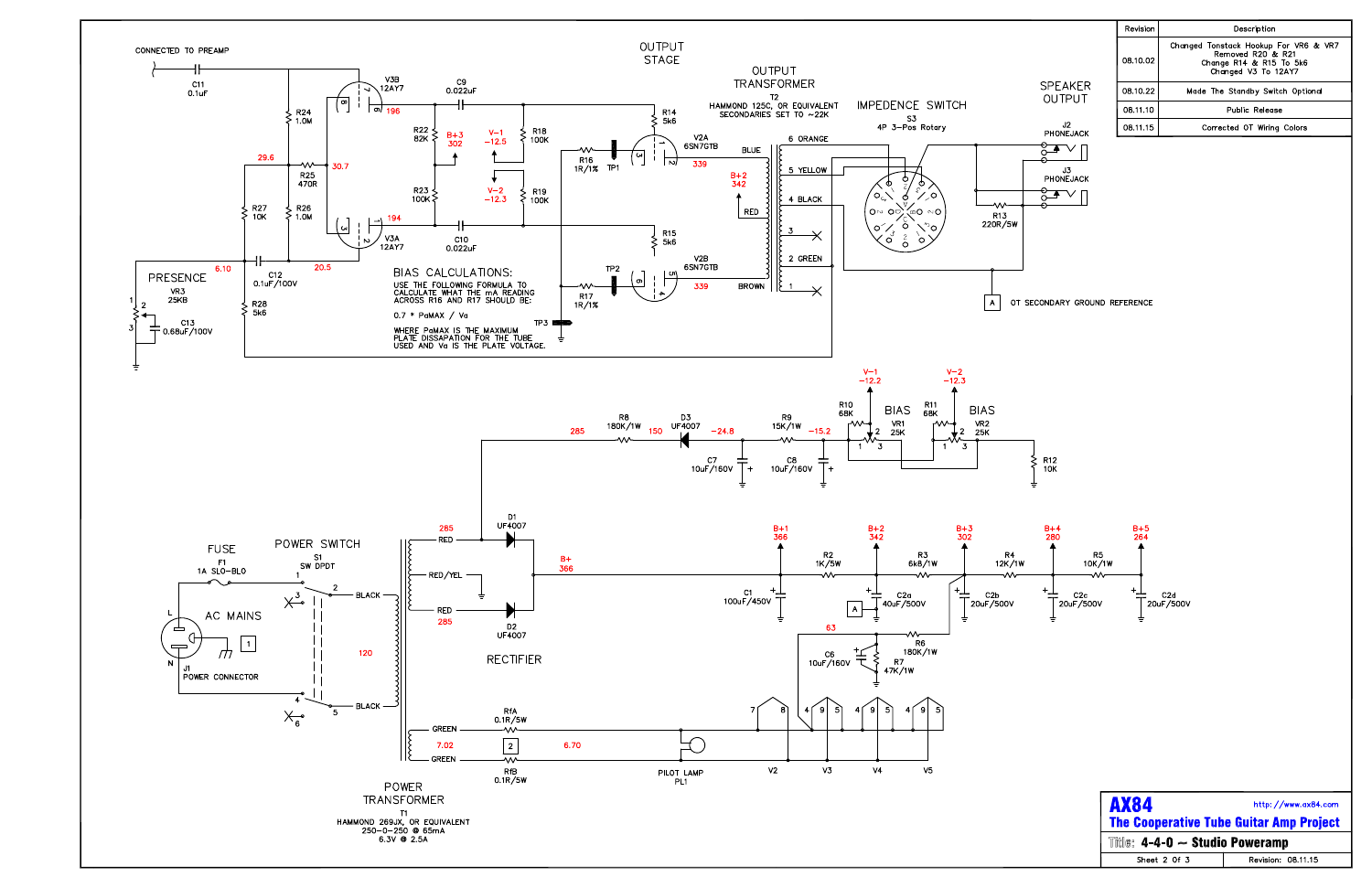| Revision | Description |
| --- | --- |
| 08.10.02 | Changed Tonestack Hookup For VR6 & VR7 Removed R20 & R21 Change R14 & R15 To 5k6 Changed V3 To 12AY7 |
| 08.10.22 | Made The Standby Switch Optional |
| 08.11.10 | Public Release |
| 08.11.15 | Corrected OT Wiring Colors |

CONNECTED TO PREAMP

OUTPUT STAGE

OUTPUT TRANSFORMER

T2
HAMMOND 125C, OR EQUIVALENT
SECONDARIES SET TO ~22K

IMPEDENCE SWITCH

S3
4P 3-Pos Rotary

SPEAKER OUTPUT

J2 PHONEJACK

J3 PHONEJACK

R13 220R/5W

OT SECONDARY GROUND REFERENCE

PRESENCE

VR3 25KB

C13 0.68uF/100V

## BIAS CALCULATIONS:

USE THE FOLLOWING FORMULA TO CALCULATE WHAT THE mA READING ACROSS R16 AND R17 SHOULD BE:

0.7 * PaMAX / Va

WHERE PaMAX IS THE MAXIMUM PLATE DISSAPATION FOR THE TUBE USED AND Va IS THE PLATE VOLTAGE.

C11 0.1uF, R24 1.0M, R25 470R, R26 1.0M, R27 10K, R28 5k6, C12 0.1uF/100V, V3B 12AY7, V3A 12AY7, C9 0.022uF, C10 0.022uF, R22 82K, R23 100K, R18 100K, R19 100K, R14 5k6, R15 5k6, R16 1R/1%, R17 1R/1%, TP1, TP2, TP3, V2A 6SN7GTB, V2B 6SN7GTB

Voltages: 29.6, 30.7, 196, 194, 20.5, 6.10, B+3 302, V-1 -12.5, V-2 -12.3, 339, 339, B+2 342

BIAS

R8 180K/1W, D3 UF4007, R9 15K/1W, C7 10uF/160V, C8 10uF/160V, R10 68K, VR1 25K, R11 68K, VR2 25K, R12 10K

Voltages: 285, 150, -24.8, -15.2, V-1 -12.2, V-2 -12.3

FUSE

F1 1A SLO-BLO

POWER SWITCH

S1 SW DPDT

AC MAINS

J1 POWER CONNECTOR

RECTIFIER

D1 UF4007, D2 UF4007

POWER TRANSFORMER

T1
HAMMOND 269JX, OR EQUIVALENT
250-0-250 @ 65mA
6.3V @ 2.5A

R1A 0.1R/5W, R1B 0.1R/5W

PILOT LAMP PL1

V2, V3, V4, V5

B+ 366

| Node | Voltage |
| --- | --- |
| B+1 | 366 |
| B+2 | 342 |
| B+3 | 302 |
| B+4 | 280 |
| B+5 | 264 |

C1 100uF/450V, R2 1K/5W, C2a 40uF/500V, R3 6k8/1W, C2b 20uF/500V, R4 12K/1W, C2c 20uF/500V, R5 10K/1W, C2d 20uF/500V, R6 180K/1W, R7 47K/1W, C6 10uF/160V

Voltages: 285, 285, 120, 7.02, 6.70, 63

**AX84**
http://www.ax84.com
**The Cooperative Tube Guitar Amp Project**
**Title: 4-4-0 ~ Studio Poweramp**
Revision: 08.11.15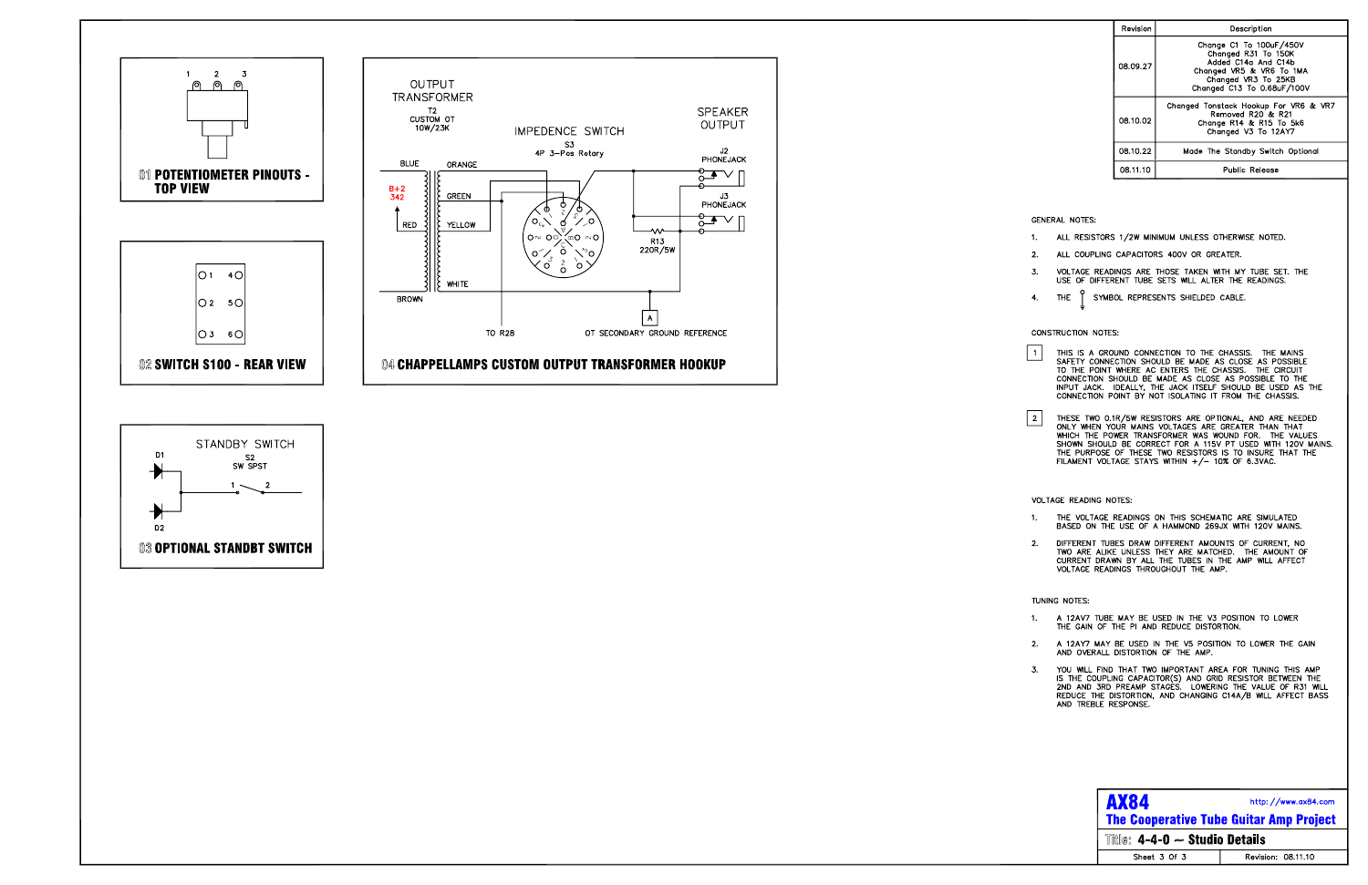| Revision | Description |
|---|---|
| 08.09.27 | Change C1 To 100uF/450V<br>Changed R31 To 150K<br>Added C14a And C14b<br>Changed VR5 & VR6 To 1MA<br>Changed VR3 To 25KB<br>Changed C13 To 0.68uF/100V |
| 08.10.02 | Changed Tonestack Hookup For VR6 & VR7<br>Removed R20 & R21<br>Change R14 & R15 To 5k6<br>Changed V3 To 12AY7 |
| 08.10.22 | Made The Standby Switch Optional |
| 08.11.10 | Public Release |

1 2 3

**01 POTENTIOMETER PINOUTS - TOP VIEW**

1 4
2 5
3 6

**02 SWITCH S100 - REAR VIEW**

STANDBY SWITCH

D1
D2
S2
SW SPST
1 2

**03 OPTIONAL STANDBT SWITCH**

OUTPUT TRANSFORMER
T2
CUSTOM OT
10W/23K

IMPEDENCE SWITCH
S3
4P 3-Pos Rotary

SPEAKER OUTPUT

J2
PHONEJACK

J3
PHONEJACK

BLUE
ORANGE
B+2
342
GREEN
RED
YELLOW
WHITE
BROWN

R13
220R/5W

TO R28

OT SECONDARY GROUND REFERENCE

A

**04 CHAPPELLAMPS CUSTOM OUTPUT TRANSFORMER HOOKUP**

GENERAL NOTES:

1. ALL RESISTORS 1/2W MINIMUM UNLESS OTHERWISE NOTED.
2. ALL COUPLING CAPACITORS 400V OR GREATER.
3. VOLTAGE READINGS ARE THOSE TAKEN WITH MY TUBE SET. THE USE OF DIFFERENT TUBE SETS WILL ALTER THE READINGS.
4. THE SYMBOL REPRESENTS SHIELDED CABLE.

CONSTRUCTION NOTES:

1 THIS IS A GROUND CONNECTION TO THE CHASSIS. THE MAINS SAFETY CONNECTION SHOULD BE MADE AS CLOSE AS POSSIBLE TO THE POINT WHERE AC ENTERS THE CHASSIS. THE CIRCUIT CONNECTION SHOULD BE MADE AS CLOSE AS POSSIBLE TO THE INPUT JACK. IDEALLY, THE JACK ITSELF SHOULD BE USED AS THE CONNECTION POINT BY NOT ISOLATING IT FROM THE CHASSIS.

2 THESE TWO 0.1R/5W RESISTORS ARE OPTIONAL, AND ARE NEEDED ONLY WHEN YOUR MAINS VOLTAGES ARE GREATER THAN THAT WHICH THE POWER TRANSFORMER WAS WOUND FOR. THE VALUES SHOWN SHOULD BE CORRECT FOR A 115V PT USED WITH 120V MAINS. THE PURPOSE OF THESE TWO RESISTORS IS TO INSURE THAT THE FILAMENT VOLTAGE STAYS WITHIN +/- 10% OF 6.3VAC.

VOLTAGE READING NOTES:

1. THE VOLTAGE READINGS ON THIS SCHEMATIC ARE SIMULATED BASED ON THE USE OF A HAMMOND 269JX WITH 120V MAINS.
2. DIFFERENT TUBES DRAW DIFFERENT AMOUNTS OF CURRENT, NO TWO ARE ALIKE UNLESS THEY ARE MATCHED. THE AMOUNT OF CURRENT DRAWN BY ALL THE TUBES IN THE AMP WILL AFFECT VOLTAGE READINGS THROUGHOUT THE AMP.

TUNING NOTES:

1. A 12AV7 TUBE MAY BE USED IN THE V3 POSITION TO LOWER THE GAIN OF THE PI AND REDUCE DISTORTION.
2. A 12AY7 MAY BE USED IN THE V5 POSITION TO LOWER THE GAIN AND OVERALL DISTORTION OF THE AMP.
3. YOU WILL FIND THAT TWO IMPORTANT AREA FOR TUNING THIS AMP IS THE COUPLING CAPACITOR(S) AND GRID RESISTOR BETWEEN THE 2ND AND 3RD PREAMP STAGES. LOWERING THE VALUE OF R31 WILL REDUCE THE DISTORTION, AND CHANGING C14A/B WILL AFFECT BASS AND TREBLE RESPONSE.

**AX84** http://www.ax84.com

**The Cooperative Tube Guitar Amp Project**

Title: **4-4-0 ~ Studio Details**

Sheet 3 Of 3 | Revision: 08.11.10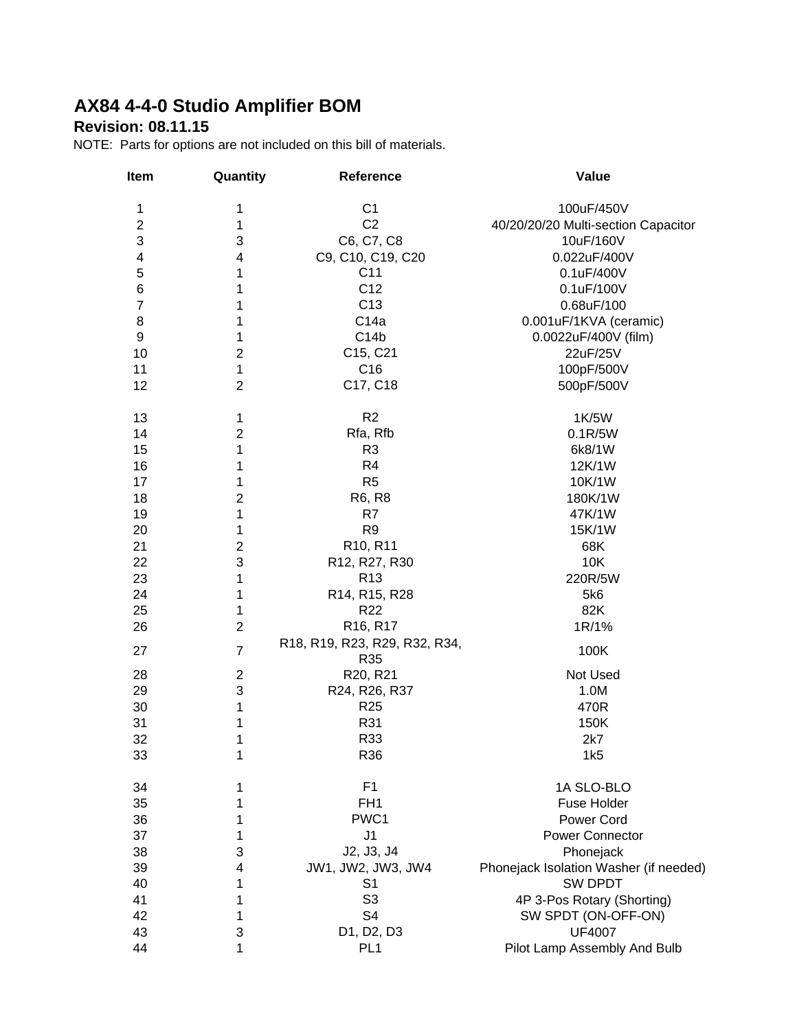# AX84 4-4-0 Studio Amplifier BOM

## Revision: 08.11.15

NOTE: Parts for options are not included on this bill of materials.

| Item | Quantity | Reference | Value |
|---|---|---|---|
| 1 | 1 | C1 | 100uF/450V |
| 2 | 1 | C2 | 40/20/20/20 Multi-section Capacitor |
| 3 | 3 | C6, C7, C8 | 10uF/160V |
| 4 | 4 | C9, C10, C19, C20 | 0.022uF/400V |
| 5 | 1 | C11 | 0.1uF/400V |
| 6 | 1 | C12 | 0.1uF/100V |
| 7 | 1 | C13 | 0.68uF/100 |
| 8 | 1 | C14a | 0.001uF/1KVA (ceramic) |
| 9 | 1 | C14b | 0.0022uF/400V (film) |
| 10 | 2 | C15, C21 | 22uF/25V |
| 11 | 1 | C16 | 100pF/500V |
| 12 | 2 | C17, C18 | 500pF/500V |
| 13 | 1 | R2 | 1K/5W |
| 14 | 2 | Rfa, Rfb | 0.1R/5W |
| 15 | 1 | R3 | 6k8/1W |
| 16 | 1 | R4 | 12K/1W |
| 17 | 1 | R5 | 10K/1W |
| 18 | 2 | R6, R8 | 180K/1W |
| 19 | 1 | R7 | 47K/1W |
| 20 | 1 | R9 | 15K/1W |
| 21 | 2 | R10, R11 | 68K |
| 22 | 3 | R12, R27, R30 | 10K |
| 23 | 1 | R13 | 220R/5W |
| 24 | 1 | R14, R15, R28 | 5k6 |
| 25 | 1 | R22 | 82K |
| 26 | 2 | R16, R17 | 1R/1% |
| 27 | 7 | R18, R19, R23, R29, R32, R34, R35 | 100K |
| 28 | 2 | R20, R21 | Not Used |
| 29 | 3 | R24, R26, R37 | 1.0M |
| 30 | 1 | R25 | 470R |
| 31 | 1 | R31 | 150K |
| 32 | 1 | R33 | 2k7 |
| 33 | 1 | R36 | 1k5 |
| 34 | 1 | F1 | 1A SLO-BLO |
| 35 | 1 | FH1 | Fuse Holder |
| 36 | 1 | PWC1 | Power Cord |
| 37 | 1 | J1 | Power Connector |
| 38 | 3 | J2, J3, J4 | Phonejack |
| 39 | 4 | JW1, JW2, JW3, JW4 | Phonejack Isolation Washer (if needed) |
| 40 | 1 | S1 | SW DPDT |
| 41 | 1 | S3 | 4P 3-Pos Rotary (Shorting) |
| 42 | 1 | S4 | SW SPDT (ON-OFF-ON) |
| 43 | 3 | D1, D2, D3 | UF4007 |
| 44 | 1 | PL1 | Pilot Lamp Assembly And Bulb |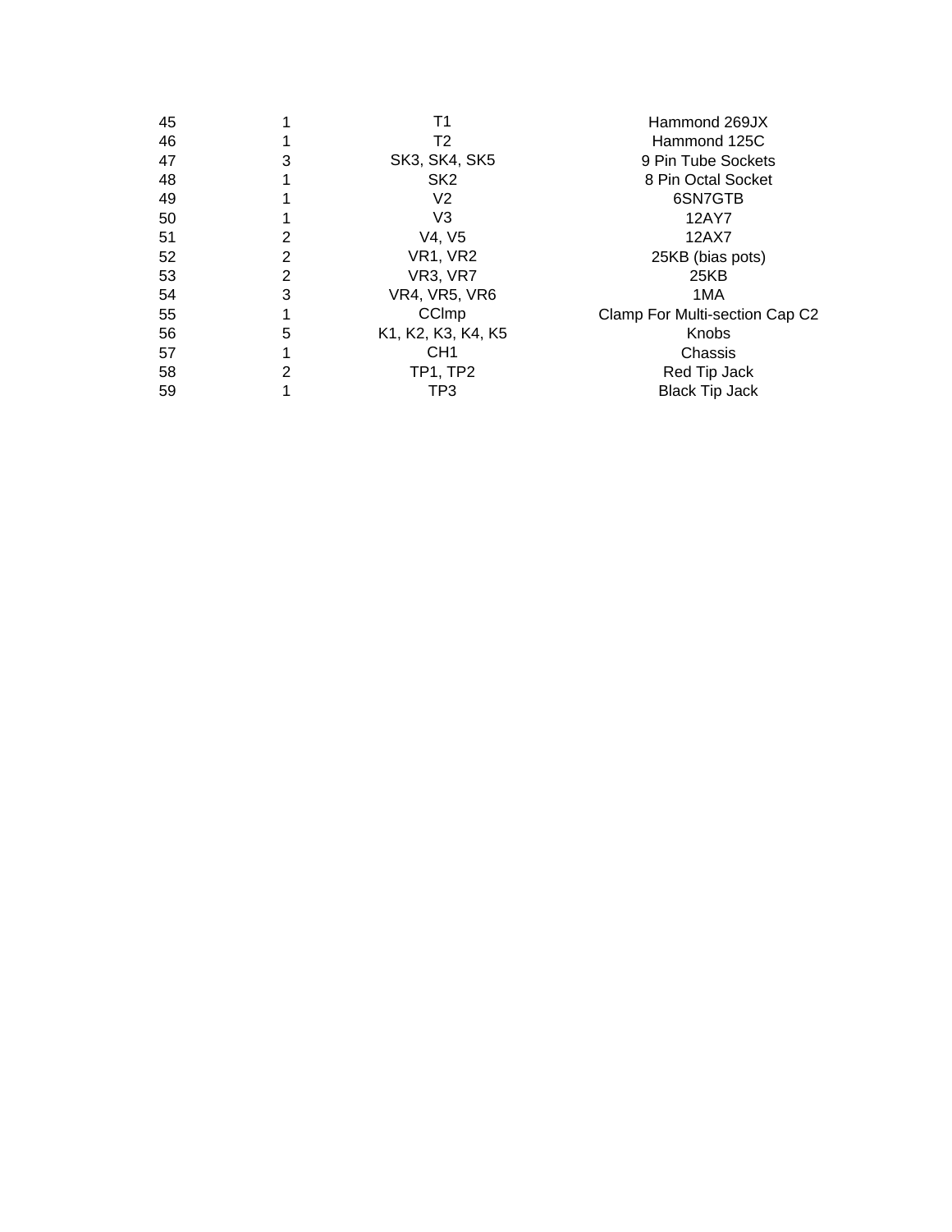| | | | |
|---|---|---|---|
| 45 | 1 | T1 | Hammond 269JX |
| 46 | 1 | T2 | Hammond 125C |
| 47 | 3 | SK3, SK4, SK5 | 9 Pin Tube Sockets |
| 48 | 1 | SK2 | 8 Pin Octal Socket |
| 49 | 1 | V2 | 6SN7GTB |
| 50 | 1 | V3 | 12AY7 |
| 51 | 2 | V4, V5 | 12AX7 |
| 52 | 2 | VR1, VR2 | 25KB (bias pots) |
| 53 | 2 | VR3, VR7 | 25KB |
| 54 | 3 | VR4, VR5, VR6 | 1MA |
| 55 | 1 | CClmp | Clamp For Multi-section Cap C2 |
| 56 | 5 | K1, K2, K3, K4, K5 | Knobs |
| 57 | 1 | CH1 | Chassis |
| 58 | 2 | TP1, TP2 | Red Tip Jack |
| 59 | 1 | TP3 | Black Tip Jack |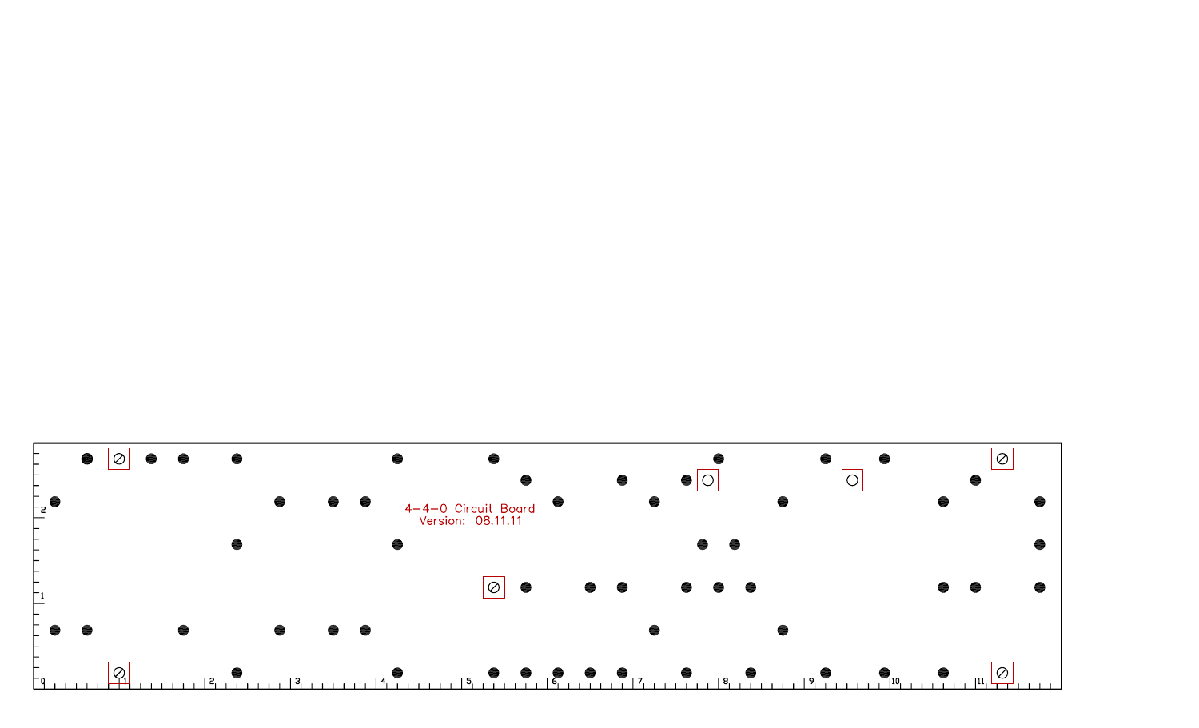4-4-0 Circuit Board
Version: 08.11.11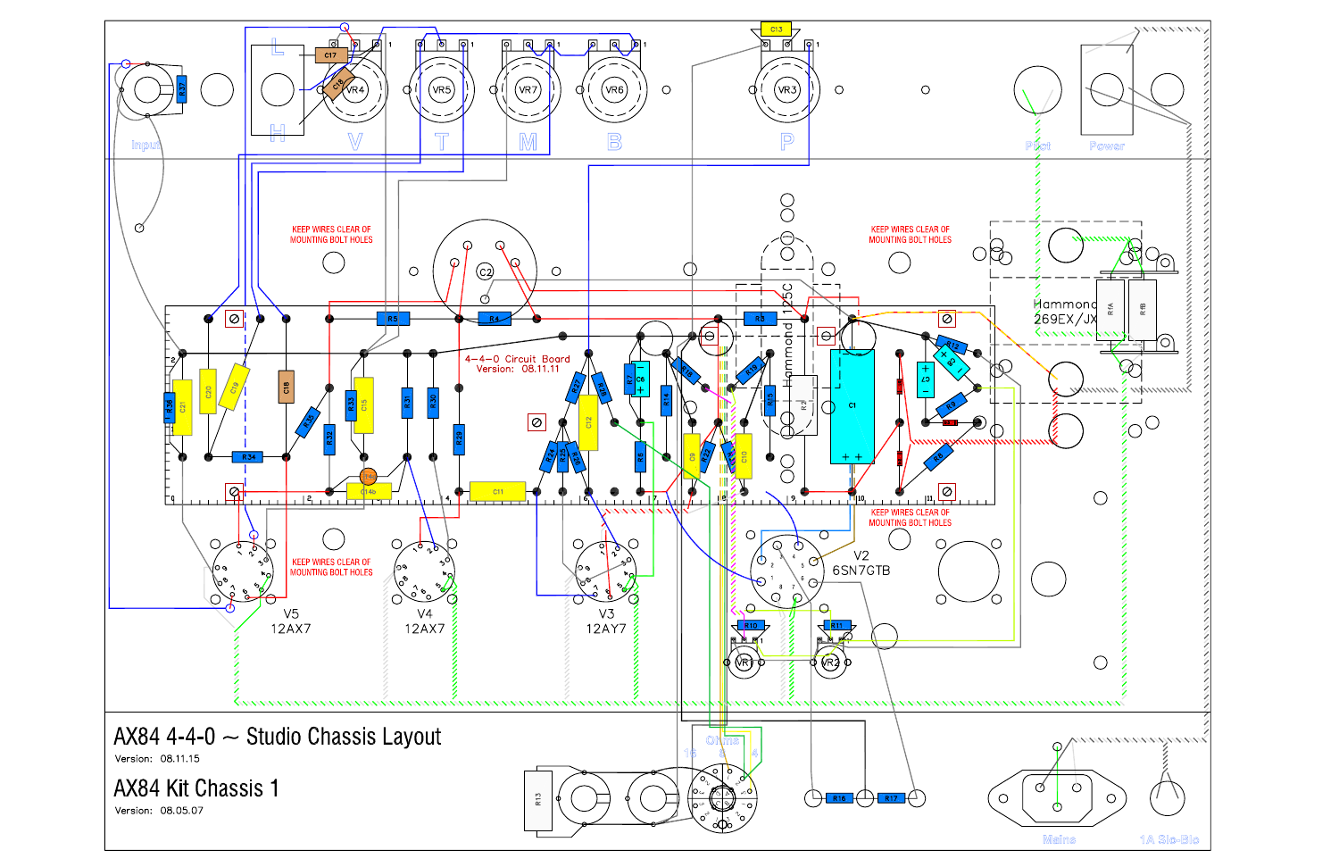# AX84 4-4-0 ~ Studio Chassis Layout

Version: 08.11.15

# AX84 Kit Chassis 1

Version: 08.05.07

Input

L

H

V

T

M

B

P

Pilot

Power

VR4 VR5 VR7 VR6 VR3

C17 C18 C13 R37

C2

KEEP WIRES CLEAR OF MOUNTING BOLT HOLES

4-4-0 Circuit Board
Version: 08.11.11

Hammond 125C

Hammond 269EX/JX

R5 R4 R3 R36 C21 C20 C19 C18 R35 R34 R33 R32 C15 R31 R30 R29 C14a C14b C11 R27 R28 C12 R24 R23 R22 R7 C6 R16 R14 R6 R15 R19 C9 R12 C10 R2 C1 R13 R8 C7 R9 R8

V5 12AX7

V4 12AX7

V3 12AY7

V2 6SN7GTB

R10 R11 VR1 VR2

R1A R1B

Ohms 16 8 4

R13

R16 R17

Mains

1A Slo-Blo